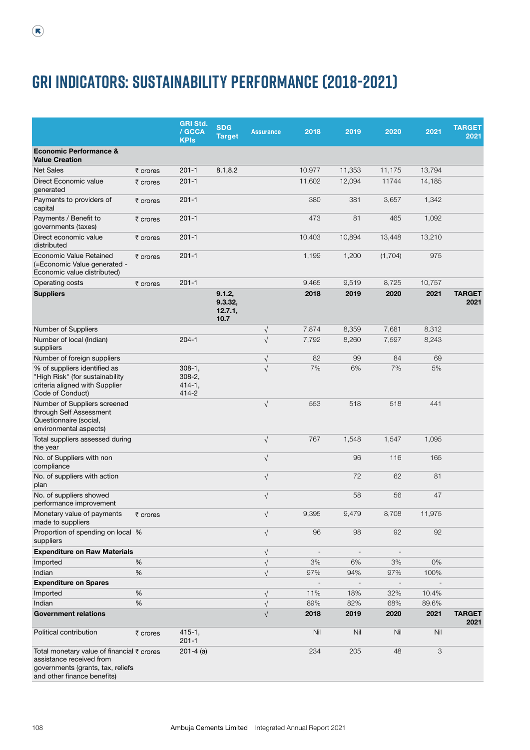# GRI INDICATORS: SUSTAINABILITY PERFORMANCE (2018-2021)

| | | GRI Std. / GCCA KPIs | SDG Target | Assurance | 2018 | 2019 | 2020 | 2021 | TARGET 2021 |
|---|---|---|---|---|---|---|---|---|---|
| **Economic Performance & Value Creation** | | | | | | | | | |
| Net Sales | ₹ crores | 201-1 | 8.1,8.2 | | 10,977 | 11,353 | 11,175 | 13,794 | |
| Direct Economic value generated | ₹ crores | 201-1 | | | 11,602 | 12,094 | 11744 | 14,185 | |
| Payments to providers of capital | ₹ crores | 201-1 | | | 380 | 381 | 3,657 | 1,342 | |
| Payments / Benefit to governments (taxes) | ₹ crores | 201-1 | | | 473 | 81 | 465 | 1,092 | |
| Direct economic value distributed | ₹ crores | 201-1 | | | 10,403 | 10,894 | 13,448 | 13,210 | |
| Economic Value Retained (=Economic Value generated - Economic value distributed) | ₹ crores | 201-1 | | | 1,199 | 1,200 | (1,704) | 975 | |
| Operating costs | ₹ crores | 201-1 | | | 9,465 | 9,519 | 8,725 | 10,757 | |
| **Suppliers** | | | **9.1.2, 9.3.32, 12.7.1, 10.7** | | **2018** | **2019** | **2020** | **2021** | **TARGET 2021** |
| Number of Suppliers | | | | √ | 7,874 | 8,359 | 7,681 | 8,312 | |
| Number of local (Indian) suppliers | | 204-1 | | √ | 7,792 | 8,260 | 7,597 | 8,243 | |
| Number of foreign suppliers | | | | √ | 82 | 99 | 84 | 69 | |
| % of suppliers identified as "High Risk" (for sustainability criteria aligned with Supplier Code of Conduct) | | 308-1, 308-2, 414-1, 414-2 | | √ | 7% | 6% | 7% | 5% | |
| Number of Suppliers screened through Self Assessment Questionnaire (social, environmental aspects) | | | | √ | 553 | 518 | 518 | 441 | |
| Total suppliers assessed during the year | | | | √ | 767 | 1,548 | 1,547 | 1,095 | |
| No. of Suppliers with non compliance | | | | √ | | 96 | 116 | 165 | |
| No. of suppliers with action plan | | | | √ | | 72 | 62 | 81 | |
| No. of suppliers showed performance improvement | | | | √ | | 58 | 56 | 47 | |
| Monetary value of payments made to suppliers | ₹ crores | | | √ | 9,395 | 9,479 | 8,708 | 11,975 | |
| Proportion of spending on local suppliers | % | | | √ | 96 | 98 | 92 | 92 | |
| **Expenditure on Raw Materials** | | | | √ | - | - | - | | |
| Imported | % | | | √ | 3% | 6% | 3% | 0% | |
| Indian | % | | | √ | 97% | 94% | 97% | 100% | |
| **Expenditure on Spares** | | | | | - | - | - | - | |
| Imported | % | | | √ | 11% | 18% | 32% | 10.4% | |
| Indian | % | | | √ | 89% | 82% | 68% | 89.6% | |
| **Government relations** | | | | √ | **2018** | **2019** | **2020** | **2021** | **TARGET 2021** |
| Political contribution | ₹ crores | 415-1, 201-1 | | | Nil | Nil | Nil | Nil | |
| Total monetary value of financial assistance received from governments (grants, tax, reliefs and other finance benefits) | ₹ crores | 201-4 (a) | | | 234 | 205 | 48 | 3 | |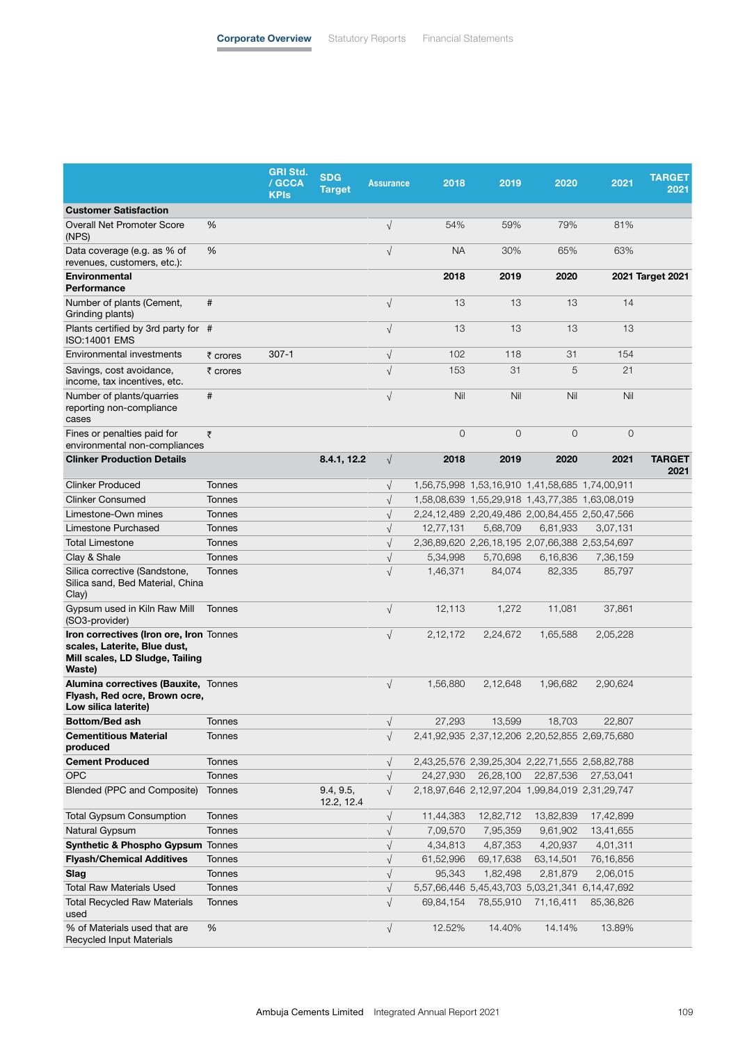| | | GRI Std. / GCCA KPIs | SDG Target | Assurance | 2018 | 2019 | 2020 | 2021 | TARGET 2021 |
|---|---|---|---|---|---|---|---|---|---|
| **Customer Satisfaction** | | | | | | | | | |
| Overall Net Promoter Score (NPS) | % | | | √ | 54% | 59% | 79% | 81% | |
| Data coverage (e.g. as % of revenues, customers, etc.): | % | | | √ | NA | 30% | 65% | 63% | |
| **Environmental Performance** | | | | | **2018** | **2019** | **2020** | **2021** | **Target 2021** |
| Number of plants (Cement, Grinding plants) | # | | | √ | 13 | 13 | 13 | 14 | |
| Plants certified by 3rd party for ISO:14001 EMS | # | | | √ | 13 | 13 | 13 | 13 | |
| Environmental investments | ₹ crores | 307-1 | | √ | 102 | 118 | 31 | 154 | |
| Savings, cost avoidance, income, tax incentives, etc. | ₹ crores | | | √ | 153 | 31 | 5 | 21 | |
| Number of plants/quarries reporting non-compliance cases | # | | | √ | Nil | Nil | Nil | Nil | |
| Fines or penalties paid for environmental non-compliances | ₹ | | | | 0 | 0 | 0 | 0 | |
| **Clinker Production Details** | | | **8.4.1, 12.2** | √ | **2018** | **2019** | **2020** | **2021** | **TARGET 2021** |
| Clinker Produced | Tonnes | | | √ | 1,56,75,998 | 1,53,16,910 | 1,41,58,685 | 1,74,00,911 | |
| Clinker Consumed | Tonnes | | | √ | 1,58,08,639 | 1,55,29,918 | 1,43,77,385 | 1,63,08,019 | |
| Limestone-Own mines | Tonnes | | | √ | 2,24,12,489 | 2,20,49,486 | 2,00,84,455 | 2,50,47,566 | |
| Limestone Purchased | Tonnes | | | √ | 12,77,131 | 5,68,709 | 6,81,933 | 3,07,131 | |
| Total Limestone | Tonnes | | | √ | 2,36,89,620 | 2,26,18,195 | 2,07,66,388 | 2,53,54,697 | |
| Clay & Shale | Tonnes | | | √ | 5,34,998 | 5,70,698 | 6,16,836 | 7,36,159 | |
| Silica corrective (Sandstone, Silica sand, Bed Material, China Clay) | Tonnes | | | √ | 1,46,371 | 84,074 | 82,335 | 85,797 | |
| Gypsum used in Kiln Raw Mill (SO3-provider) | Tonnes | | | √ | 12,113 | 1,272 | 11,081 | 37,861 | |
| **Iron correctives (Iron ore, Iron scales, Laterite, Blue dust, Mill scales, LD Sludge, Tailing Waste)** | Tonnes | | | √ | 2,12,172 | 2,24,672 | 1,65,588 | 2,05,228 | |
| **Alumina correctives (Bauxite, Flyash, Red ocre, Brown ocre, Low silica laterite)** | Tonnes | | | √ | 1,56,880 | 2,12,648 | 1,96,682 | 2,90,624 | |
| **Bottom/Bed ash** | Tonnes | | | √ | 27,293 | 13,599 | 18,703 | 22,807 | |
| **Cementitious Material produced** | Tonnes | | | √ | 2,41,92,935 | 2,37,12,206 | 2,20,52,855 | 2,69,75,680 | |
| **Cement Produced** | Tonnes | | | √ | 2,43,25,576 | 2,39,25,304 | 2,22,71,555 | 2,58,82,788 | |
| OPC | Tonnes | | | √ | 24,27,930 | 26,28,100 | 22,87,536 | 27,53,041 | |
| Blended (PPC and Composite) | Tonnes | | 9.4, 9.5, 12.2, 12.4 | √ | 2,18,97,646 | 2,12,97,204 | 1,99,84,019 | 2,31,29,747 | |
| Total Gypsum Consumption | Tonnes | | | √ | 11,44,383 | 12,82,712 | 13,82,839 | 17,42,899 | |
| Natural Gypsum | Tonnes | | | √ | 7,09,570 | 7,95,359 | 9,61,902 | 13,41,655 | |
| **Synthetic & Phospho Gypsum** | Tonnes | | | √ | 4,34,813 | 4,87,353 | 4,20,937 | 4,01,311 | |
| **Flyash/Chemical Additives** | Tonnes | | | √ | 61,52,996 | 69,17,638 | 63,14,501 | 76,16,856 | |
| **Slag** | Tonnes | | | √ | 95,343 | 1,82,498 | 2,81,879 | 2,06,015 | |
| Total Raw Materials Used | Tonnes | | | √ | 5,57,66,446 | 5,45,43,703 | 5,03,21,341 | 6,14,47,692 | |
| Total Recycled Raw Materials used | Tonnes | | | √ | 69,84,154 | 78,55,910 | 71,16,411 | 85,36,826 | |
| % of Materials used that are Recycled Input Materials | % | | | √ | 12.52% | 14.40% | 14.14% | 13.89% | |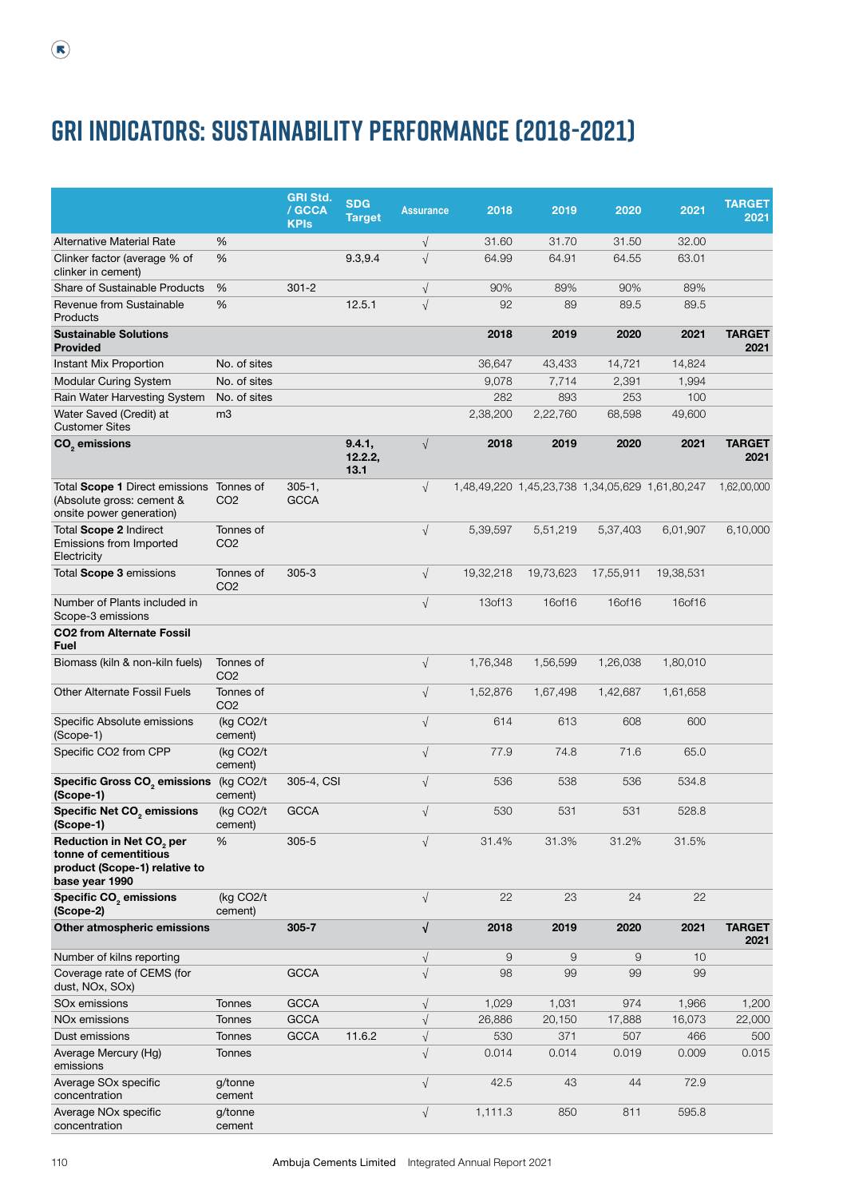# GRI INDICATORS: SUSTAINABILITY PERFORMANCE (2018-2021)

| | | GRI Std. / GCCA KPIs | SDG Target | Assurance | 2018 | 2019 | 2020 | 2021 | TARGET 2021 |
|---|---|---|---|---|---|---|---|---|---|
| Alternative Material Rate | % | | | √ | 31.60 | 31.70 | 31.50 | 32.00 | |
| Clinker factor (average % of clinker in cement) | % | | 9.3,9.4 | √ | 64.99 | 64.91 | 64.55 | 63.01 | |
| Share of Sustainable Products | % | 301-2 | | √ | 90% | 89% | 90% | 89% | |
| Revenue from Sustainable Products | % | | 12.5.1 | √ | 92 | 89 | 89.5 | 89.5 | |
| **Sustainable Solutions Provided** | | | | | **2018** | **2019** | **2020** | **2021** | **TARGET 2021** |
| Instant Mix Proportion | No. of sites | | | | 36,647 | 43,433 | 14,721 | 14,824 | |
| Modular Curing System | No. of sites | | | | 9,078 | 7,714 | 2,391 | 1,994 | |
| Rain Water Harvesting System | No. of sites | | | | 282 | 893 | 253 | 100 | |
| Water Saved (Credit) at Customer Sites | m3 | | | | 2,38,200 | 2,22,760 | 68,598 | 49,600 | |
| **$CO_2$ emissions** | | | **9.4.1, 12.2.2, 13.1** | √ | **2018** | **2019** | **2020** | **2021** | **TARGET 2021** |
| Total **Scope 1** Direct emissions (Absolute gross: cement & onsite power generation) | Tonnes of CO2 | 305-1, GCCA | | √ | 1,48,49,220 | 1,45,23,738 | 1,34,05,629 | 1,61,80,247 | 1,62,00,000 |
| Total **Scope 2** Indirect Emissions from Imported Electricity | Tonnes of CO2 | | | √ | 5,39,597 | 5,51,219 | 5,37,403 | 6,01,907 | 6,10,000 |
| Total **Scope 3** emissions | Tonnes of CO2 | 305-3 | | √ | 19,32,218 | 19,73,623 | 17,55,911 | 19,38,531 | |
| Number of Plants included in Scope-3 emissions | | | | √ | 13of13 | 16of16 | 16of16 | 16of16 | |
| **CO2 from Alternate Fossil Fuel** | | | | | | | | | |
| Biomass (kiln & non-kiln fuels) | Tonnes of CO2 | | | √ | 1,76,348 | 1,56,599 | 1,26,038 | 1,80,010 | |
| Other Alternate Fossil Fuels | Tonnes of CO2 | | | √ | 1,52,876 | 1,67,498 | 1,42,687 | 1,61,658 | |
| Specific Absolute emissions (Scope-1) | (kg CO2/t cement) | | | √ | 614 | 613 | 608 | 600 | |
| Specific CO2 from CPP | (kg CO2/t cement) | | | √ | 77.9 | 74.8 | 71.6 | 65.0 | |
| **Specific Gross $CO_2$ emissions (Scope-1)** | (kg CO2/t cement) | 305-4, CSI | | √ | 536 | 538 | 536 | 534.8 | |
| **Specific Net $CO_2$ emissions (Scope-1)** | (kg CO2/t cement) | GCCA | | √ | 530 | 531 | 531 | 528.8 | |
| **Reduction in Net $CO_2$ per tonne of cementitious product (Scope-1) relative to base year 1990** | % | 305-5 | | √ | 31.4% | 31.3% | 31.2% | 31.5% | |
| **Specific $CO_2$ emissions (Scope-2)** | (kg CO2/t cement) | | | √ | 22 | 23 | 24 | 22 | |
| **Other atmospheric emissions** | | **305-7** | | **√** | **2018** | **2019** | **2020** | **2021** | **TARGET 2021** |
| Number of kilns reporting | | | | √ | 9 | 9 | 9 | 10 | |
| Coverage rate of CEMS (for dust, NOx, SOx) | | GCCA | | √ | 98 | 99 | 99 | 99 | |
| SOx emissions | Tonnes | GCCA | | √ | 1,029 | 1,031 | 974 | 1,966 | 1,200 |
| NOx emissions | Tonnes | GCCA | | √ | 26,886 | 20,150 | 17,888 | 16,073 | 22,000 |
| Dust emissions | Tonnes | GCCA | 11.6.2 | √ | 530 | 371 | 507 | 466 | 500 |
| Average Mercury (Hg) emissions | Tonnes | | | √ | 0.014 | 0.014 | 0.019 | 0.009 | 0.015 |
| Average SOx specific concentration | g/tonne cement | | | √ | 42.5 | 43 | 44 | 72.9 | |
| Average NOx specific concentration | g/tonne cement | | | √ | 1,111.3 | 850 | 811 | 595.8 | |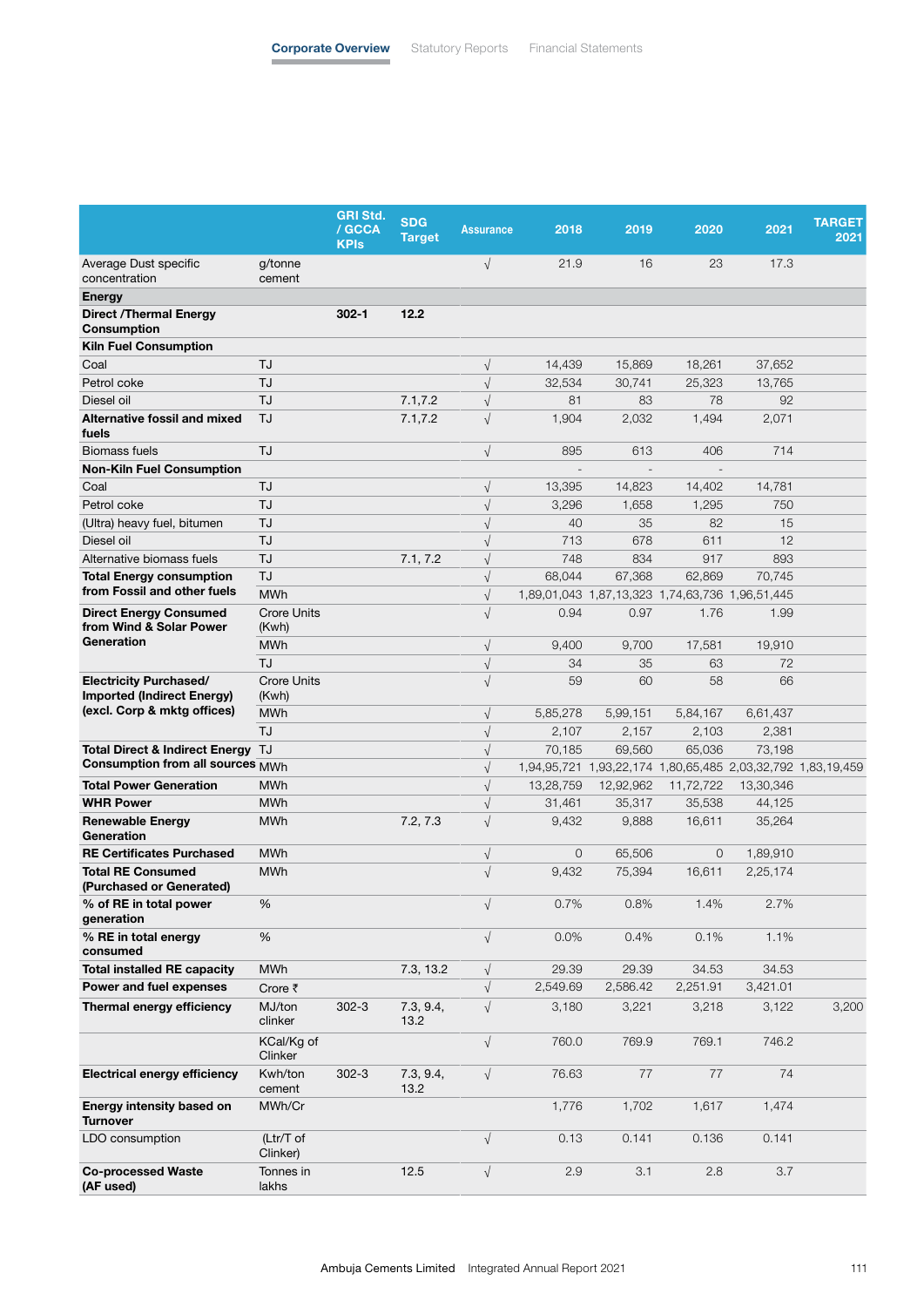| | | GRI Std. / GCCA KPIs | SDG Target | Assurance | 2018 | 2019 | 2020 | 2021 | TARGET 2021 |
|---|---|---|---|---|---|---|---|---|---|
| Average Dust specific concentration | g/tonne cement | | | √ | 21.9 | 16 | 23 | 17.3 | |
| **Energy** | | | | | | | | | |
| **Direct /Thermal Energy Consumption** | | **302-1** | **12.2** | | | | | | |
| **Kiln Fuel Consumption** | | | | | | | | | |
| Coal | TJ | | | √ | 14,439 | 15,869 | 18,261 | 37,652 | |
| Petrol coke | TJ | | | √ | 32,534 | 30,741 | 25,323 | 13,765 | |
| Diesel oil | TJ | | 7.1,7.2 | √ | 81 | 83 | 78 | 92 | |
| **Alternative fossil and mixed fuels** | TJ | | 7.1,7.2 | √ | 1,904 | 2,032 | 1,494 | 2,071 | |
| Biomass fuels | TJ | | | √ | 895 | 613 | 406 | 714 | |
| **Non-Kiln Fuel Consumption** | | | | | - | - | - | | |
| Coal | TJ | | | √ | 13,395 | 14,823 | 14,402 | 14,781 | |
| Petrol coke | TJ | | | √ | 3,296 | 1,658 | 1,295 | 750 | |
| (Ultra) heavy fuel, bitumen | TJ | | | √ | 40 | 35 | 82 | 15 | |
| Diesel oil | TJ | | | √ | 713 | 678 | 611 | 12 | |
| Alternative biomass fuels | TJ | | 7.1, 7.2 | √ | 748 | 834 | 917 | 893 | |
| **Total Energy consumption from Fossil and other fuels** | TJ | | | √ | 68,044 | 67,368 | 62,869 | 70,745 | |
| | MWh | | | √ | 1,89,01,043 | 1,87,13,323 | 1,74,63,736 | 1,96,51,445 | |
| **Direct Energy Consumed from Wind & Solar Power Generation** | Crore Units (Kwh) | | | √ | 0.94 | 0.97 | 1.76 | 1.99 | |
| | MWh | | | √ | 9,400 | 9,700 | 17,581 | 19,910 | |
| | TJ | | | √ | 34 | 35 | 63 | 72 | |
| **Electricity Purchased/ Imported (Indirect Energy) (excl. Corp & mktg offices)** | Crore Units (Kwh) | | | √ | 59 | 60 | 58 | 66 | |
| | MWh | | | √ | 5,85,278 | 5,99,151 | 5,84,167 | 6,61,437 | |
| | TJ | | | √ | 2,107 | 2,157 | 2,103 | 2,381 | |
| **Total Direct & Indirect Energy Consumption from all sources** | TJ | | | √ | 70,185 | 69,560 | 65,036 | 73,198 | |
| | MWh | | | √ | 1,94,95,721 | 1,93,22,174 | 1,80,65,485 | 2,03,32,792 | 1,83,19,459 |
| **Total Power Generation** | MWh | | | √ | 13,28,759 | 12,92,962 | 11,72,722 | 13,30,346 | |
| **WHR Power** | MWh | | | √ | 31,461 | 35,317 | 35,538 | 44,125 | |
| **Renewable Energy Generation** | MWh | | 7.2, 7.3 | √ | 9,432 | 9,888 | 16,611 | 35,264 | |
| **RE Certificates Purchased** | MWh | | | √ | 0 | 65,506 | 0 | 1,89,910 | |
| **Total RE Consumed (Purchased or Generated)** | MWh | | | √ | 9,432 | 75,394 | 16,611 | 2,25,174 | |
| **% of RE in total power generation** | % | | | √ | 0.7% | 0.8% | 1.4% | 2.7% | |
| **% RE in total energy consumed** | % | | | √ | 0.0% | 0.4% | 0.1% | 1.1% | |
| **Total installed RE capacity** | MWh | | 7.3, 13.2 | √ | 29.39 | 29.39 | 34.53 | 34.53 | |
| **Power and fuel expenses** | Crore ₹ | | | √ | 2,549.69 | 2,586.42 | 2,251.91 | 3,421.01 | |
| **Thermal energy efficiency** | MJ/ton clinker | 302-3 | 7.3, 9.4, 13.2 | √ | 3,180 | 3,221 | 3,218 | 3,122 | 3,200 |
| | KCal/Kg of Clinker | | | √ | 760.0 | 769.9 | 769.1 | 746.2 | |
| **Electrical energy efficiency** | Kwh/ton cement | 302-3 | 7.3, 9.4, 13.2 | √ | 76.63 | 77 | 77 | 74 | |
| **Energy intensity based on Turnover** | MWh/Cr | | | | 1,776 | 1,702 | 1,617 | 1,474 | |
| LDO consumption | (Ltr/T of Clinker) | | | √ | 0.13 | 0.141 | 0.136 | 0.141 | |
| **Co-processed Waste (AF used)** | Tonnes in lakhs | | 12.5 | √ | 2.9 | 3.1 | 2.8 | 3.7 | |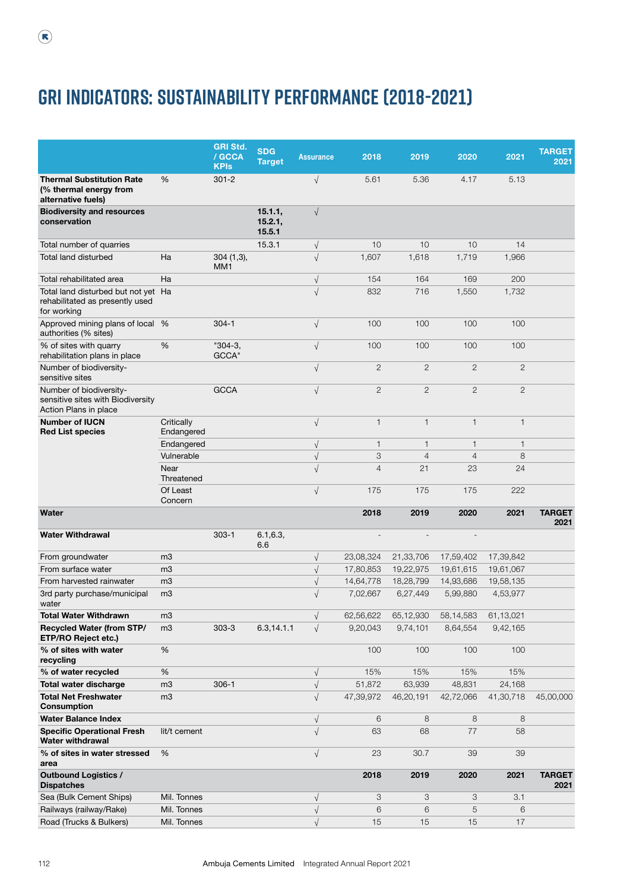# GRI INDICATORS: SUSTAINABILITY PERFORMANCE (2018-2021)

| | | GRI Std. / GCCA KPIs | SDG Target | Assurance | 2018 | 2019 | 2020 | 2021 | TARGET 2021 |
|---|---|---|---|---|---|---|---|---|---|
| **Thermal Substitution Rate (% thermal energy from alternative fuels)** | % | 301-2 | | √ | 5.61 | 5.36 | 4.17 | 5.13 | |
| **Biodiversity and resources conservation** | | | **15.1.1, 15.2.1, 15.5.1** | √ | | | | | |
| Total number of quarries | | | 15.3.1 | √ | 10 | 10 | 10 | 14 | |
| Total land disturbed | Ha | 304 (1,3), MM1 | | √ | 1,607 | 1,618 | 1,719 | 1,966 | |
| Total rehabilitated area | Ha | | | √ | 154 | 164 | 169 | 200 | |
| Total land disturbed but not yet rehabilitated as presently used for working | Ha | | | √ | 832 | 716 | 1,550 | 1,732 | |
| Approved mining plans of local authorities (% sites) | % | 304-1 | | √ | 100 | 100 | 100 | 100 | |
| % of sites with quarry rehabilitation plans in place | % | "304-3, GCCA" | | √ | 100 | 100 | 100 | 100 | |
| Number of biodiversity-sensitive sites | | | | √ | 2 | 2 | 2 | 2 | |
| Number of biodiversity-sensitive sites with Biodiversity Action Plans in place | | GCCA | | √ | 2 | 2 | 2 | 2 | |
| **Number of IUCN Red List species** | Critically Endangered | | | √ | 1 | 1 | 1 | 1 | |
| | Endangered | | | √ | 1 | 1 | 1 | 1 | |
| | Vulnerable | | | √ | 3 | 4 | 4 | 8 | |
| | Near Threatened | | | √ | 4 | 21 | 23 | 24 | |
| | Of Least Concern | | | √ | 175 | 175 | 175 | 222 | |
| **Water** | | | | | **2018** | **2019** | **2020** | **2021** | **TARGET 2021** |
| **Water Withdrawal** | | 303-1 | 6.1,6.3, 6.6 | | - | - | - | | |
| From groundwater | m3 | | | √ | 23,08,324 | 21,33,706 | 17,59,402 | 17,39,842 | |
| From surface water | m3 | | | √ | 17,80,853 | 19,22,975 | 19,61,615 | 19,61,067 | |
| From harvested rainwater | m3 | | | √ | 14,64,778 | 18,28,799 | 14,93,686 | 19,58,135 | |
| 3rd party purchase/municipal water | m3 | | | √ | 7,02,667 | 6,27,449 | 5,99,880 | 4,53,977 | |
| **Total Water Withdrawn** | m3 | | | √ | 62,56,622 | 65,12,930 | 58,14,583 | 61,13,021 | |
| **Recycled Water (from STP/ ETP/RO Reject etc.)** | m3 | 303-3 | 6.3,14.1.1 | √ | 9,20,043 | 9,74,101 | 8,64,554 | 9,42,165 | |
| **% of sites with water recycling** | % | | | | 100 | 100 | 100 | 100 | |
| **% of water recycled** | % | | | √ | 15% | 15% | 15% | 15% | |
| **Total water discharge** | m3 | 306-1 | | √ | 51,872 | 63,939 | 48,831 | 24,168 | |
| **Total Net Freshwater Consumption** | m3 | | | √ | 47,39,972 | 46,20,191 | 42,72,066 | 41,30,718 | 45,00,000 |
| **Water Balance Index** | | | | √ | 6 | 8 | 8 | 8 | |
| **Specific Operational Fresh Water withdrawal** | lit/t cement | | | √ | 63 | 68 | 77 | 58 | |
| **% of sites in water stressed area** | % | | | √ | 23 | 30.7 | 39 | 39 | |
| **Outbound Logistics / Dispatches** | | | | | **2018** | **2019** | **2020** | **2021** | **TARGET 2021** |
| Sea (Bulk Cement Ships) | Mil. Tonnes | | | √ | 3 | 3 | 3 | 3.1 | |
| Railways (railway/Rake) | Mil. Tonnes | | | √ | 6 | 6 | 5 | 6 | |
| Road (Trucks & Bulkers) | Mil. Tonnes | | | √ | 15 | 15 | 15 | 17 | |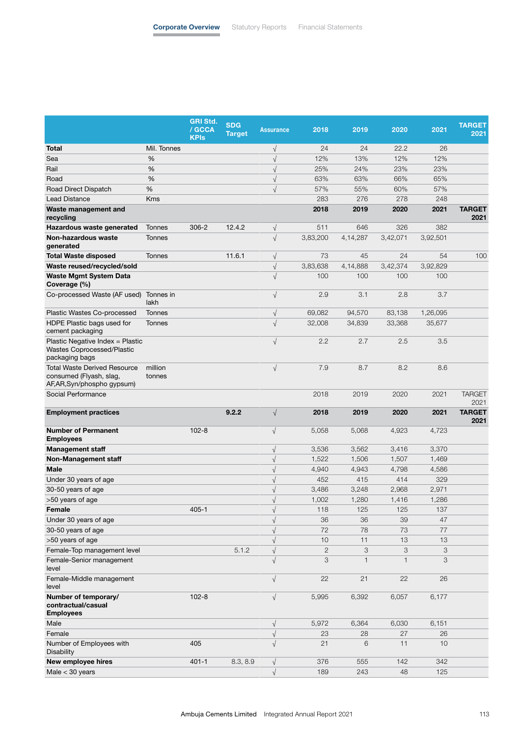| | | GRI Std. / GCCA KPIs | SDG Target | Assurance | 2018 | 2019 | 2020 | 2021 | TARGET 2021 |
|---|---|---|---|---|---|---|---|---|---|
| **Total** | Mil. Tonnes | | | √ | 24 | 24 | 22.2 | 26 | |
| Sea | % | | | √ | 12% | 13% | 12% | 12% | |
| Rail | % | | | √ | 25% | 24% | 23% | 23% | |
| Road | % | | | √ | 63% | 63% | 66% | 65% | |
| Road Direct Dispatch | % | | | √ | 57% | 55% | 60% | 57% | |
| Lead Distance | Kms | | | | 283 | 276 | 278 | 248 | |
| **Waste management and recycling** | | | | | **2018** | **2019** | **2020** | **2021** | **TARGET 2021** |
| **Hazardous waste generated** | Tonnes | 306-2 | 12.4.2 | √ | 511 | 646 | 326 | 382 | |
| **Non-hazardous waste generated** | Tonnes | | | √ | 3,83,200 | 4,14,287 | 3,42,071 | 3,92,501 | |
| **Total Waste disposed** | Tonnes | | 11.6.1 | √ | 73 | 45 | 24 | 54 | 100 |
| **Waste reused/recycled/sold** | | | | √ | 3,83,638 | 4,14,888 | 3,42,374 | 3,92,829 | |
| **Waste Mgmt System Data Coverage (%)** | | | | √ | 100 | 100 | 100 | 100 | |
| Co-processed Waste (AF used) | Tonnes in lakh | | | √ | 2.9 | 3.1 | 2.8 | 3.7 | |
| Plastic Wastes Co-processed | Tonnes | | | √ | 69,082 | 94,570 | 83,138 | 1,26,095 | |
| HDPE Plastic bags used for cement packaging | Tonnes | | | √ | 32,008 | 34,839 | 33,368 | 35,677 | |
| Plastic Negative Index = Plastic Wastes Coprocessed/Plastic packaging bags | | | | √ | 2.2 | 2.7 | 2.5 | 3.5 | |
| Total Waste Derived Resource consumed (Flyash, slag, AF,AR,Syn/phospho gypsum) | million tonnes | | | √ | 7.9 | 8.7 | 8.2 | 8.6 | |
| Social Performance | | | | | 2018 | 2019 | 2020 | 2021 | TARGET 2021 |
| **Employment practices** | | | **9.2.2** | √ | **2018** | **2019** | **2020** | **2021** | **TARGET 2021** |
| **Number of Permanent Employees** | | 102-8 | | √ | 5,058 | 5,068 | 4,923 | 4,723 | |
| **Management staff** | | | | √ | 3,536 | 3,562 | 3,416 | 3,370 | |
| **Non-Management staff** | | | | √ | 1,522 | 1,506 | 1,507 | 1,469 | |
| **Male** | | | | √ | 4,940 | 4,943 | 4,798 | 4,586 | |
| Under 30 years of age | | | | √ | 452 | 415 | 414 | 329 | |
| 30-50 years of age | | | | √ | 3,486 | 3,248 | 2,968 | 2,971 | |
| >50 years of age | | | | √ | 1,002 | 1,280 | 1,416 | 1,286 | |
| **Female** | | 405-1 | | √ | 118 | 125 | 125 | 137 | |
| Under 30 years of age | | | | √ | 36 | 36 | 39 | 47 | |
| 30-50 years of age | | | | √ | 72 | 78 | 73 | 77 | |
| >50 years of age | | | | √ | 10 | 11 | 13 | 13 | |
| Female-Top management level | | | 5.1.2 | √ | 2 | 3 | 3 | 3 | |
| Female-Senior management level | | | | √ | 3 | 1 | 1 | 3 | |
| Female-Middle management level | | | | √ | 22 | 21 | 22 | 26 | |
| **Number of temporary/ contractual/casual Employees** | | 102-8 | | √ | 5,995 | 6,392 | 6,057 | 6,177 | |
| Male | | | | √ | 5,972 | 6,364 | 6,030 | 6,151 | |
| Female | | | | √ | 23 | 28 | 27 | 26 | |
| Number of Employees with Disability | | 405 | | √ | 21 | 6 | 11 | 10 | |
| **New employee hires** | | 401-1 | 8.3, 8.9 | √ | 376 | 555 | 142 | 342 | |
| Male < 30 years | | | | √ | 189 | 243 | 48 | 125 | |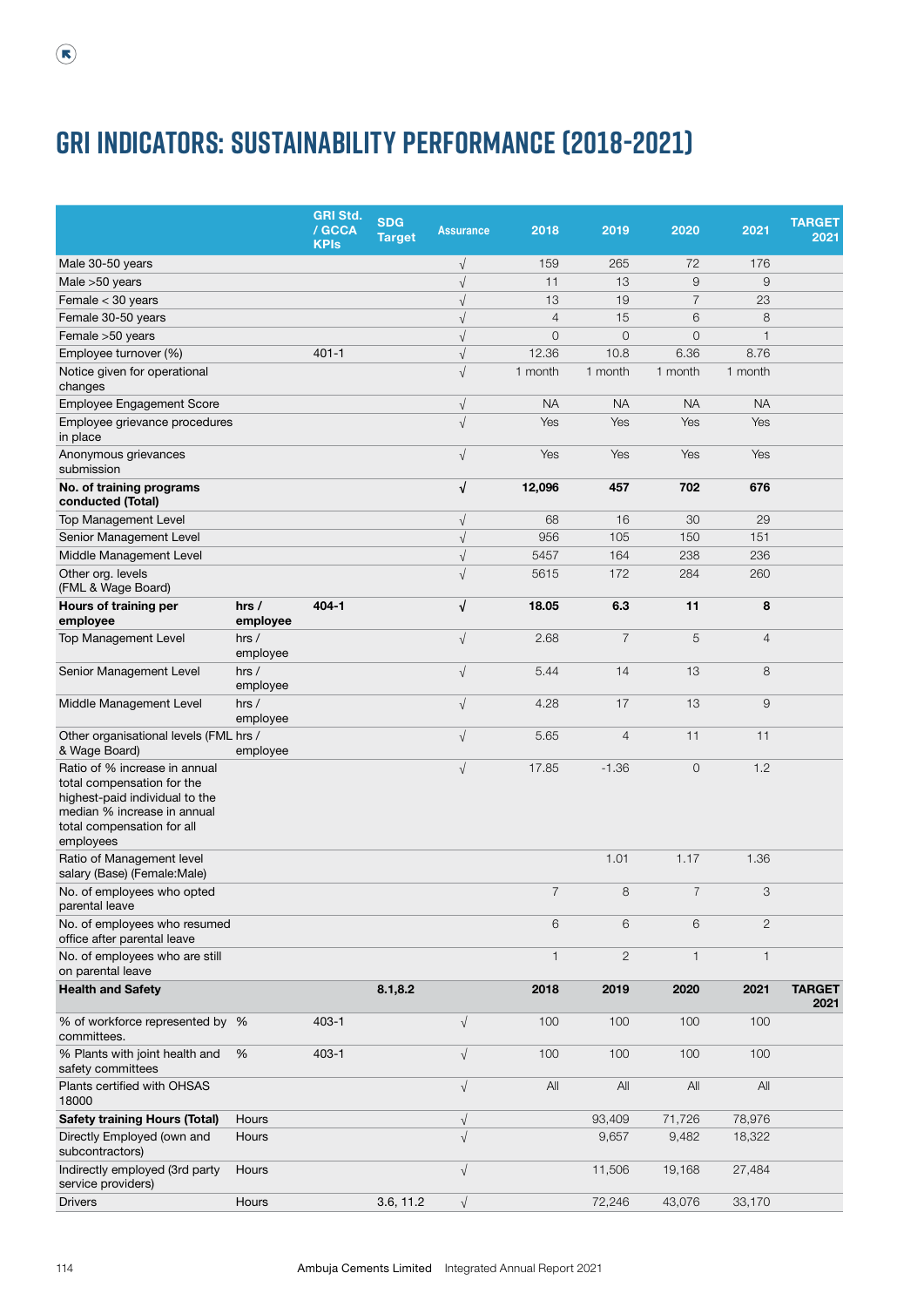# GRI INDICATORS: SUSTAINABILITY PERFORMANCE (2018-2021)

| | | GRI Std. / GCCA KPIs | SDG Target | Assurance | 2018 | 2019 | 2020 | 2021 | TARGET 2021 |
|---|---|---|---|---|---|---|---|---|---|
| Male 30-50 years | | | | √ | 159 | 265 | 72 | 176 | |
| Male >50 years | | | | √ | 11 | 13 | 9 | 9 | |
| Female < 30 years | | | | √ | 13 | 19 | 7 | 23 | |
| Female 30-50 years | | | | √ | 4 | 15 | 6 | 8 | |
| Female >50 years | | | | √ | 0 | 0 | 0 | 1 | |
| Employee turnover (%) | | 401-1 | | √ | 12.36 | 10.8 | 6.36 | 8.76 | |
| Notice given for operational changes | | | | √ | 1 month | 1 month | 1 month | 1 month | |
| Employee Engagement Score | | | | √ | NA | NA | NA | NA | |
| Employee grievance procedures in place | | | | √ | Yes | Yes | Yes | Yes | |
| Anonymous grievances submission | | | | √ | Yes | Yes | Yes | Yes | |
| **No. of training programs conducted (Total)** | | | | **√** | **12,096** | **457** | **702** | **676** | |
| Top Management Level | | | | √ | 68 | 16 | 30 | 29 | |
| Senior Management Level | | | | √ | 956 | 105 | 150 | 151 | |
| Middle Management Level | | | | √ | 5457 | 164 | 238 | 236 | |
| Other org. levels (FML & Wage Board) | | | | √ | 5615 | 172 | 284 | 260 | |
| **Hours of training per employee** | **hrs / employee** | **404-1** | | **√** | **18.05** | **6.3** | **11** | **8** | |
| Top Management Level | hrs / employee | | | √ | 2.68 | 7 | 5 | 4 | |
| Senior Management Level | hrs / employee | | | √ | 5.44 | 14 | 13 | 8 | |
| Middle Management Level | hrs / employee | | | √ | 4.28 | 17 | 13 | 9 | |
| Other organisational levels (FML & Wage Board) | hrs / employee | | | √ | 5.65 | 4 | 11 | 11 | |
| Ratio of % increase in annual total compensation for the highest-paid individual to the median % increase in annual total compensation for all employees | | | | √ | 17.85 | -1.36 | 0 | 1.2 | |
| Ratio of Management level salary (Base) (Female:Male) | | | | | | 1.01 | 1.17 | 1.36 | |
| No. of employees who opted parental leave | | | | | 7 | 8 | 7 | 3 | |
| No. of employees who resumed office after parental leave | | | | | 6 | 6 | 6 | 2 | |
| No. of employees who are still on parental leave | | | | | 1 | 2 | 1 | 1 | |
| **Health and Safety** | | | **8.1,8.2** | | **2018** | **2019** | **2020** | **2021** | **TARGET 2021** |
| % of workforce represented by committees. | % | 403-1 | | √ | 100 | 100 | 100 | 100 | |
| % Plants with joint health and safety committees | % | 403-1 | | √ | 100 | 100 | 100 | 100 | |
| Plants certified with OHSAS 18000 | | | | √ | All | All | All | All | |
| **Safety training Hours (Total)** | Hours | | | √ | | 93,409 | 71,726 | 78,976 | |
| Directly Employed (own and subcontractors) | Hours | | | √ | | 9,657 | 9,482 | 18,322 | |
| Indirectly employed (3rd party service providers) | Hours | | | √ | | 11,506 | 19,168 | 27,484 | |
| Drivers | Hours | | 3.6, 11.2 | √ | | 72,246 | 43,076 | 33,170 | |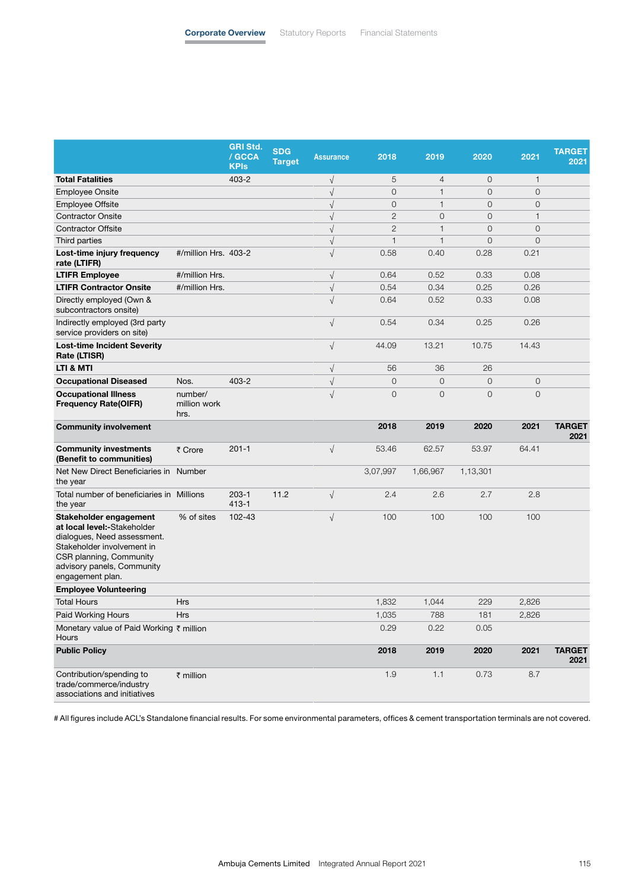| | | GRI Std. / GCCA KPIs | SDG Target | Assurance | 2018 | 2019 | 2020 | 2021 | TARGET 2021 |
|---|---|---|---|---|---|---|---|---|---|
| **Total Fatalities** | | 403-2 | | √ | 5 | 4 | 0 | 1 | |
| Employee Onsite | | | | √ | 0 | 1 | 0 | 0 | |
| Employee Offsite | | | | √ | 0 | 1 | 0 | 0 | |
| Contractor Onsite | | | | √ | 2 | 0 | 0 | 1 | |
| Contractor Offsite | | | | √ | 2 | 1 | 0 | 0 | |
| Third parties | | | | √ | 1 | 1 | 0 | 0 | |
| **Lost-time injury frequency rate (LTIFR)** | #/million Hrs. | 403-2 | | √ | 0.58 | 0.40 | 0.28 | 0.21 | |
| **LTIFR Employee** | #/million Hrs. | | | √ | 0.64 | 0.52 | 0.33 | 0.08 | |
| **LTIFR Contractor Onsite** | #/million Hrs. | | | √ | 0.54 | 0.34 | 0.25 | 0.26 | |
| Directly employed (Own & subcontractors onsite) | | | | √ | 0.64 | 0.52 | 0.33 | 0.08 | |
| Indirectly employed (3rd party service providers on site) | | | | √ | 0.54 | 0.34 | 0.25 | 0.26 | |
| **Lost-time Incident Severity Rate (LTISR)** | | | | √ | 44.09 | 13.21 | 10.75 | 14.43 | |
| **LTI & MTI** | | | | √ | 56 | 36 | 26 | | |
| **Occupational Diseased** | Nos. | 403-2 | | √ | 0 | 0 | 0 | 0 | |
| **Occupational Illness Frequency Rate(OIFR)** | number/ million work hrs. | | | √ | 0 | 0 | 0 | 0 | |
| **Community involvement** | | | | | **2018** | **2019** | **2020** | **2021** | **TARGET 2021** |
| **Community investments (Benefit to communities)** | ₹ Crore | 201-1 | | √ | 53.46 | 62.57 | 53.97 | 64.41 | |
| Net New Direct Beneficiaries in the year | Number | | | | 3,07,997 | 1,66,967 | 1,13,301 | | |
| Total number of beneficiaries in the year | Millions | 203-1 413-1 | 11.2 | √ | 2.4 | 2.6 | 2.7 | 2.8 | |
| **Stakeholder engagement at local level:-**Stakeholder dialogues, Need assessment. Stakeholder involvement in CSR planning, Community advisory panels, Community engagement plan. | % of sites | 102-43 | | √ | 100 | 100 | 100 | 100 | |
| **Employee Volunteering** | | | | | | | | | |
| Total Hours | Hrs | | | | 1,832 | 1,044 | 229 | 2,826 | |
| Paid Working Hours | Hrs | | | | 1,035 | 788 | 181 | 2,826 | |
| Monetary value of Paid Working Hours | ₹ million | | | | 0.29 | 0.22 | 0.05 | | |
| **Public Policy** | | | | | **2018** | **2019** | **2020** | **2021** | **TARGET 2021** |
| Contribution/spending to trade/commerce/industry associations and initiatives | ₹ million | | | | 1.9 | 1.1 | 0.73 | 8.7 | |

# All figures include ACL's Standalone financial results. For some environmental parameters, offices & cement transportation terminals are not covered.